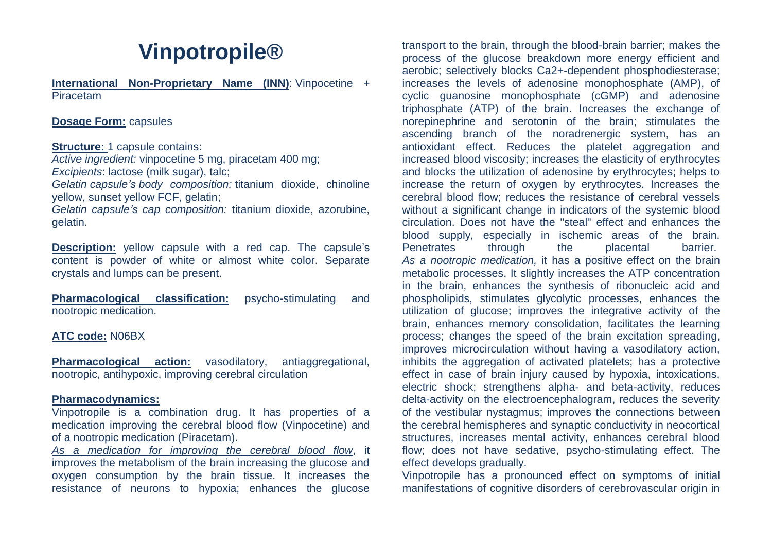# Vinpotropile®

**International Non-Proprietary Name (INN)**: Vinpocetine + Piracetam

**Dosage Form:** capsules

**Structure:** 1 capsule contains:
*Active ingredient:* vinpocetine 5 mg, piracetam 400 mg;
*Excipients*: lactose (milk sugar), talc;
*Gelatin capsule's body composition:* titanium dioxide, chinoline yellow, sunset yellow FCF, gelatin;
*Gelatin capsule's cap composition:* titanium dioxide, azorubine, gelatin.

**Description:** yellow capsule with a red cap. The capsule's content is powder of white or almost white color. Separate crystals and lumps can be present.

**Pharmacological classification:** psycho-stimulating and nootropic medication.

**ATC code:** N06BX

**Pharmacological action:** vasodilatory, antiaggregational, nootropic, antihypoxic, improving cerebral circulation

**Pharmacodynamics:**
Vinpotropile is a combination drug. It has properties of a medication improving the cerebral blood flow (Vinpocetine) and of a nootropic medication (Piracetam).
*As a medication for improving the cerebral blood flow*, it improves the metabolism of the brain increasing the glucose and oxygen consumption by the brain tissue. It increases the resistance of neurons to hypoxia; enhances the glucose transport to the brain, through the blood-brain barrier; makes the process of the glucose breakdown more energy efficient and aerobic; selectively blocks $Ca^{2+}$-dependent phosphodiesterase; increases the levels of adenosine monophosphate (AMP), of cyclic guanosine monophosphate (cGMP) and adenosine triphosphate (ATP) of the brain. Increases the exchange of norepinephrine and serotonin of the brain; stimulates the ascending branch of the noradrenergic system, has an antioxidant effect. Reduces the platelet aggregation and increased blood viscosity; increases the elasticity of erythrocytes and blocks the utilization of adenosine by erythrocytes; helps to increase the return of oxygen by erythrocytes. Increases the cerebral blood flow; reduces the resistance of cerebral vessels without a significant change in indicators of the systemic blood circulation. Does not have the "steal" effect and enhances the blood supply, especially in ischemic areas of the brain. Penetrates through the placental barrier.
*As a nootropic medication,* it has a positive effect on the brain metabolic processes. It slightly increases the ATP concentration in the brain, enhances the synthesis of ribonucleic acid and phospholipids, stimulates glycolytic processes, enhances the utilization of glucose; improves the integrative activity of the brain, enhances memory consolidation, facilitates the learning process; changes the speed of the brain excitation spreading, improves microcirculation without having a vasodilatory action, inhibits the aggregation of activated platelets; has a protective effect in case of brain injury caused by hypoxia, intoxications, electric shock; strengthens alpha- and beta-activity, reduces delta-activity on the electroencephalogram, reduces the severity of the vestibular nystagmus; improves the connections between the cerebral hemispheres and synaptic conductivity in neocortical structures, increases mental activity, enhances cerebral blood flow; does not have sedative, psycho-stimulating effect. The effect develops gradually.
Vinpotropile has a pronounced effect on symptoms of initial manifestations of cognitive disorders of cerebrovascular origin in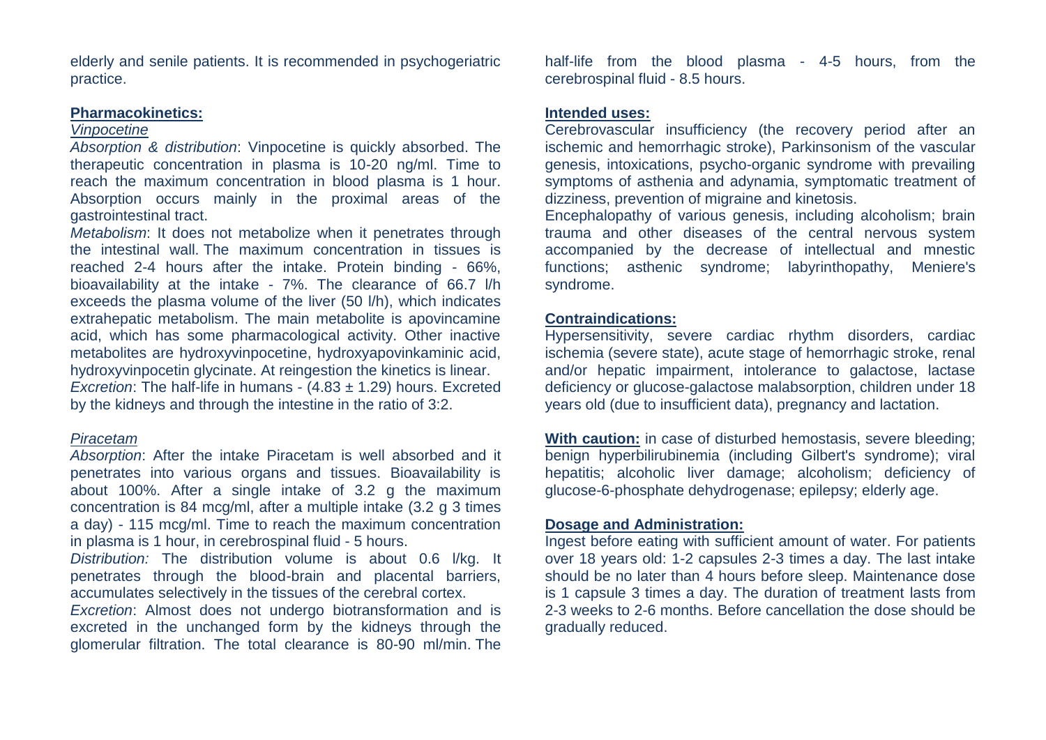elderly and senile patients. It is recommended in psychogeriatric practice.

**Pharmacokinetics:**

*Vinpocetine*

*Absorption & distribution*: Vinpocetine is quickly absorbed. The therapeutic concentration in plasma is 10-20 ng/ml. Time to reach the maximum concentration in blood plasma is 1 hour. Absorption occurs mainly in the proximal areas of the gastrointestinal tract.

*Metabolism*: It does not metabolize when it penetrates through the intestinal wall. The maximum concentration in tissues is reached 2-4 hours after the intake. Protein binding - 66%, bioavailability at the intake - 7%. The clearance of 66.7 l/h exceeds the plasma volume of the liver (50 l/h), which indicates extrahepatic metabolism. The main metabolite is apovincamine acid, which has some pharmacological activity. Other inactive metabolites are hydroxyvinpocetine, hydroxyapovinkaminic acid, hydroxyvinpocetin glycinate. At reingestion the kinetics is linear.

*Excretion*: The half-life in humans - (4.83 ± 1.29) hours. Excreted by the kidneys and through the intestine in the ratio of 3:2.

*Piracetam*

*Absorption*: After the intake Piracetam is well absorbed and it penetrates into various organs and tissues. Bioavailability is about 100%. After a single intake of 3.2 g the maximum concentration is 84 mcg/ml, after a multiple intake (3.2 g 3 times a day) - 115 mcg/ml. Time to reach the maximum concentration in plasma is 1 hour, in cerebrospinal fluid - 5 hours.

*Distribution:* The distribution volume is about 0.6 l/kg. It penetrates through the blood-brain and placental barriers, accumulates selectively in the tissues of the cerebral cortex.

*Excretion*: Almost does not undergo biotransformation and is excreted in the unchanged form by the kidneys through the glomerular filtration. The total clearance is 80-90 ml/min. The half-life from the blood plasma - 4-5 hours, from the cerebrospinal fluid - 8.5 hours.

**Intended uses:**

Cerebrovascular insufficiency (the recovery period after an ischemic and hemorrhagic stroke), Parkinsonism of the vascular genesis, intoxications, psycho-organic syndrome with prevailing symptoms of asthenia and adynamia, symptomatic treatment of dizziness, prevention of migraine and kinetosis.

Encephalopathy of various genesis, including alcoholism; brain trauma and other diseases of the central nervous system accompanied by the decrease of intellectual and mnestic functions; asthenic syndrome; labyrinthopathy, Meniere's syndrome.

**Contraindications:**

Hypersensitivity, severe cardiac rhythm disorders, cardiac ischemia (severe state), acute stage of hemorrhagic stroke, renal and/or hepatic impairment, intolerance to galactose, lactase deficiency or glucose-galactose malabsorption, children under 18 years old (due to insufficient data), pregnancy and lactation.

**With caution:** in case of disturbed hemostasis, severe bleeding; benign hyperbilirubinemia (including Gilbert's syndrome); viral hepatitis; alcoholic liver damage; alcoholism; deficiency of glucose-6-phosphate dehydrogenase; epilepsy; elderly age.

**Dosage and Administration:**

Ingest before eating with sufficient amount of water. For patients over 18 years old: 1-2 capsules 2-3 times a day. The last intake should be no later than 4 hours before sleep. Maintenance dose is 1 capsule 3 times a day. The duration of treatment lasts from 2-3 weeks to 2-6 months. Before cancellation the dose should be gradually reduced.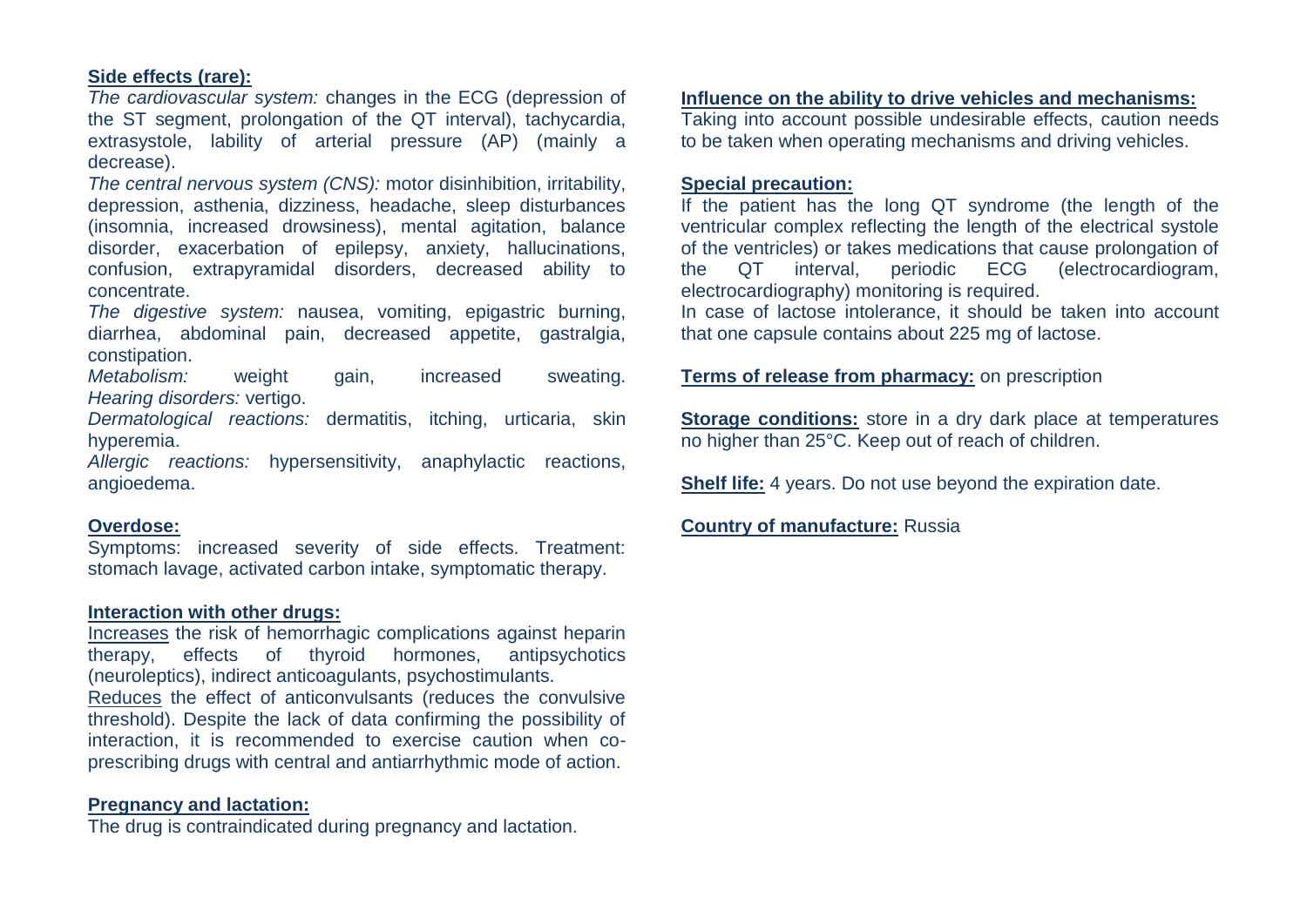**Side effects (rare):**

*The cardiovascular system:* changes in the ECG (depression of the ST segment, prolongation of the QT interval), tachycardia, extrasystole, lability of arterial pressure (AP) (mainly a decrease).

*The central nervous system (CNS):* motor disinhibition, irritability, depression, asthenia, dizziness, headache, sleep disturbances (insomnia, increased drowsiness), mental agitation, balance disorder, exacerbation of epilepsy, anxiety, hallucinations, confusion, extrapyramidal disorders, decreased ability to concentrate.

*The digestive system:* nausea, vomiting, epigastric burning, diarrhea, abdominal pain, decreased appetite, gastralgia, constipation.

*Metabolism:* weight gain, increased sweating.

*Hearing disorders:* vertigo.

*Dermatological reactions:* dermatitis, itching, urticaria, skin hyperemia.

*Allergic reactions:* hypersensitivity, anaphylactic reactions, angioedema.

**Overdose:**

Symptoms: increased severity of side effects. Treatment: stomach lavage, activated carbon intake, symptomatic therapy.

**Interaction with other drugs:**

Increases the risk of hemorrhagic complications against heparin therapy, effects of thyroid hormones, antipsychotics (neuroleptics), indirect anticoagulants, psychostimulants.

Reduces the effect of anticonvulsants (reduces the convulsive threshold). Despite the lack of data confirming the possibility of interaction, it is recommended to exercise caution when co-prescribing drugs with central and antiarrhythmic mode of action.

**Pregnancy and lactation:**

The drug is contraindicated during pregnancy and lactation.

**Influence on the ability to drive vehicles and mechanisms:**

Taking into account possible undesirable effects, caution needs to be taken when operating mechanisms and driving vehicles.

**Special precaution:**

If the patient has the long QT syndrome (the length of the ventricular complex reflecting the length of the electrical systole of the ventricles) or takes medications that cause prolongation of the QT interval, periodic ECG (electrocardiogram, electrocardiography) monitoring is required.

In case of lactose intolerance, it should be taken into account that one capsule contains about 225 mg of lactose.

**Terms of release from pharmacy:** on prescription

**Storage conditions:** store in a dry dark place at temperatures no higher than 25°C. Keep out of reach of children.

**Shelf life:** 4 years. Do not use beyond the expiration date.

**Country of manufacture:** Russia